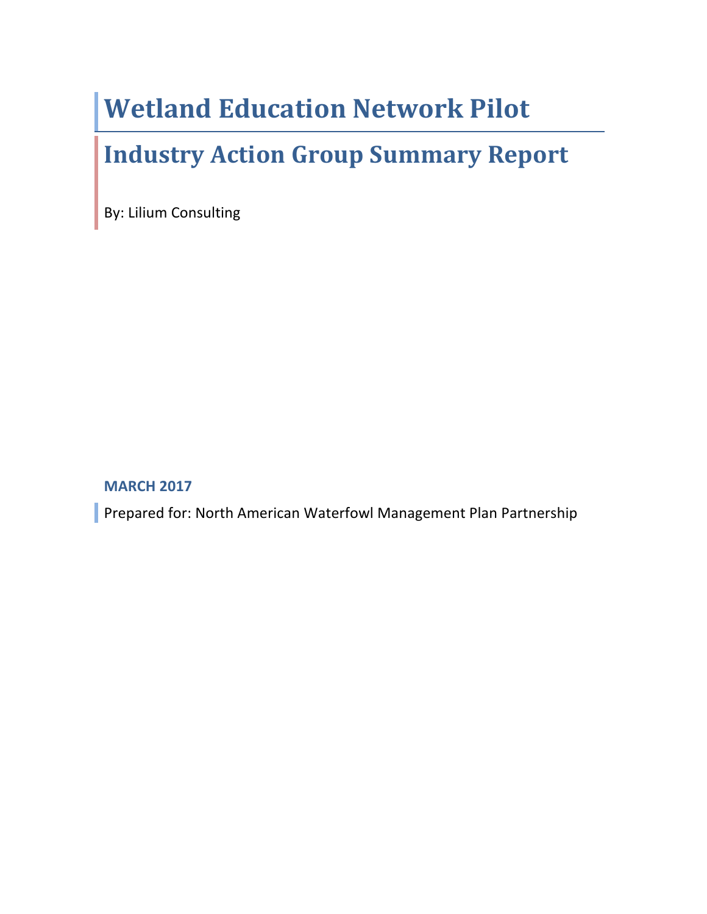# Wetland Education Network Pilot

## Industry Action Group Summary Report

By: Lilium Consulting

**MARCH 2017**

Prepared for: North American Waterfowl Management Plan Partnership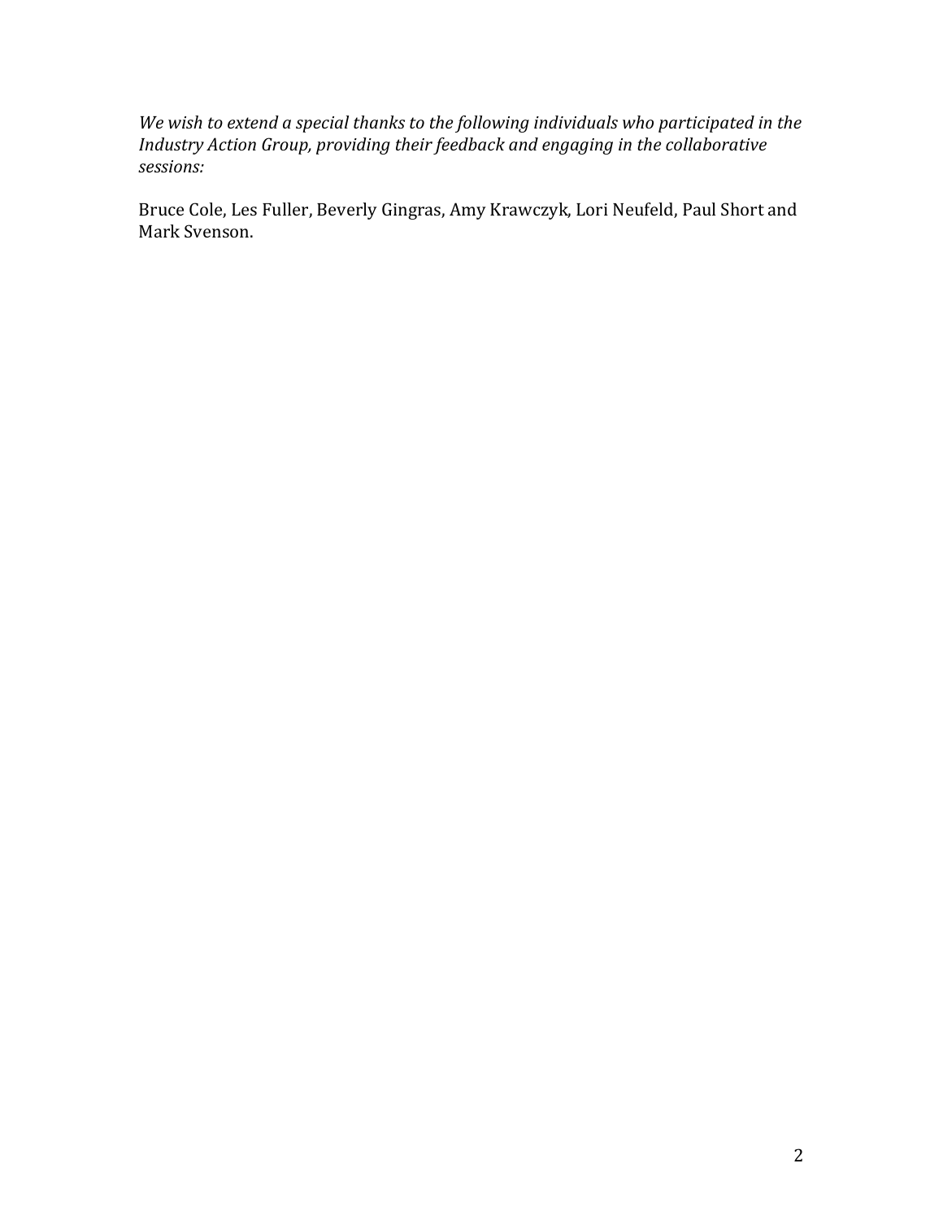*We wish to extend a special thanks to the following individuals who participated in the Industry Action Group, providing their feedback and engaging in the collaborative sessions:*

Bruce Cole, Les Fuller, Beverly Gingras, Amy Krawczyk, Lori Neufeld, Paul Short and Mark Svenson.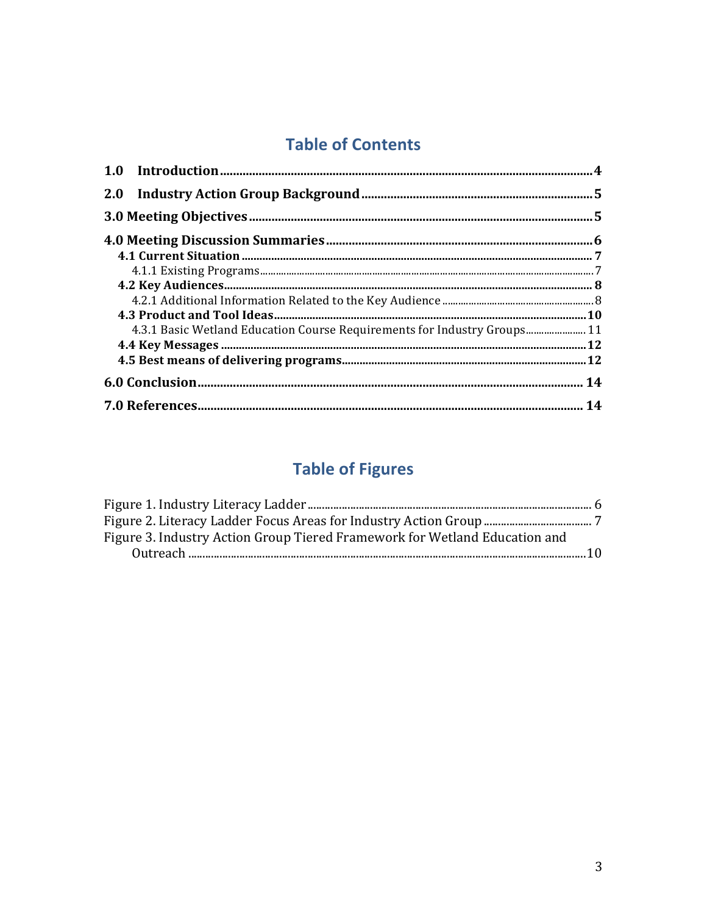# Table of Contents

**1.0 Introduction** ..... **4**

**2.0 Industry Action Group Background** ..... **5**

**3.0 Meeting Objectives** ..... **5**

**4.0 Meeting Discussion Summaries** ..... **6**

- **4.1 Current Situation** ..... **7**
  - 4.1.1 Existing Programs ..... 7
- **4.2 Key Audiences** ..... **8**
  - 4.2.1 Additional Information Related to the Key Audience ..... 8
- **4.3 Product and Tool Ideas** ..... **10**
  - 4.3.1 Basic Wetland Education Course Requirements for Industry Groups ..... 11
- **4.4 Key Messages** ..... **12**
- **4.5 Best means of delivering programs** ..... **12**

**6.0 Conclusion** ..... **14**

**7.0 References** ..... **14**

# Table of Figures

Figure 1. Industry Literacy Ladder ..... 6

Figure 2. Literacy Ladder Focus Areas for Industry Action Group ..... 7

Figure 3. Industry Action Group Tiered Framework for Wetland Education and Outreach ..... 10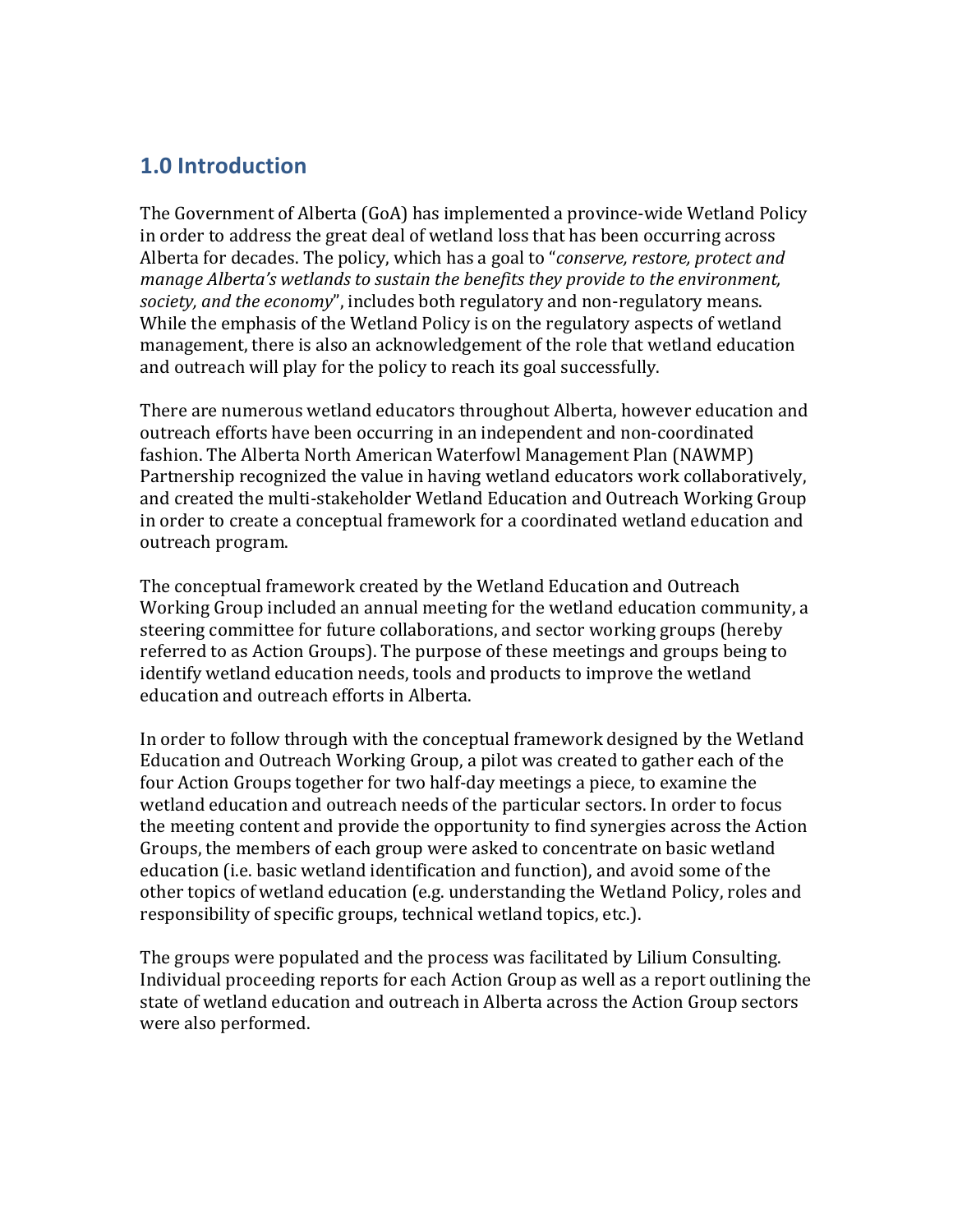## 1.0 Introduction

The Government of Alberta (GoA) has implemented a province-wide Wetland Policy in order to address the great deal of wetland loss that has been occurring across Alberta for decades. The policy, which has a goal to "*conserve, restore, protect and manage Alberta's wetlands to sustain the benefits they provide to the environment, society, and the economy*", includes both regulatory and non-regulatory means. While the emphasis of the Wetland Policy is on the regulatory aspects of wetland management, there is also an acknowledgement of the role that wetland education and outreach will play for the policy to reach its goal successfully.

There are numerous wetland educators throughout Alberta, however education and outreach efforts have been occurring in an independent and non-coordinated fashion. The Alberta North American Waterfowl Management Plan (NAWMP) Partnership recognized the value in having wetland educators work collaboratively, and created the multi-stakeholder Wetland Education and Outreach Working Group in order to create a conceptual framework for a coordinated wetland education and outreach program.

The conceptual framework created by the Wetland Education and Outreach Working Group included an annual meeting for the wetland education community, a steering committee for future collaborations, and sector working groups (hereby referred to as Action Groups). The purpose of these meetings and groups being to identify wetland education needs, tools and products to improve the wetland education and outreach efforts in Alberta.

In order to follow through with the conceptual framework designed by the Wetland Education and Outreach Working Group, a pilot was created to gather each of the four Action Groups together for two half-day meetings a piece, to examine the wetland education and outreach needs of the particular sectors. In order to focus the meeting content and provide the opportunity to find synergies across the Action Groups, the members of each group were asked to concentrate on basic wetland education (i.e. basic wetland identification and function), and avoid some of the other topics of wetland education (e.g. understanding the Wetland Policy, roles and responsibility of specific groups, technical wetland topics, etc.).

The groups were populated and the process was facilitated by Lilium Consulting. Individual proceeding reports for each Action Group as well as a report outlining the state of wetland education and outreach in Alberta across the Action Group sectors were also performed.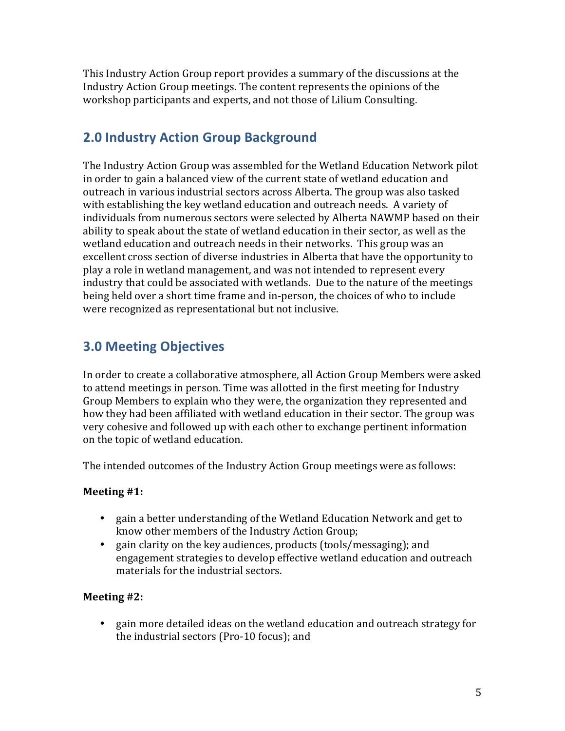This Industry Action Group report provides a summary of the discussions at the Industry Action Group meetings. The content represents the opinions of the workshop participants and experts, and not those of Lilium Consulting.

## 2.0 Industry Action Group Background

The Industry Action Group was assembled for the Wetland Education Network pilot in order to gain a balanced view of the current state of wetland education and outreach in various industrial sectors across Alberta. The group was also tasked with establishing the key wetland education and outreach needs. A variety of individuals from numerous sectors were selected by Alberta NAWMP based on their ability to speak about the state of wetland education in their sector, as well as the wetland education and outreach needs in their networks. This group was an excellent cross section of diverse industries in Alberta that have the opportunity to play a role in wetland management, and was not intended to represent every industry that could be associated with wetlands. Due to the nature of the meetings being held over a short time frame and in-person, the choices of who to include were recognized as representational but not inclusive.

## 3.0 Meeting Objectives

In order to create a collaborative atmosphere, all Action Group Members were asked to attend meetings in person. Time was allotted in the first meeting for Industry Group Members to explain who they were, the organization they represented and how they had been affiliated with wetland education in their sector. The group was very cohesive and followed up with each other to exchange pertinent information on the topic of wetland education.

The intended outcomes of the Industry Action Group meetings were as follows:

**Meeting #1:**

- gain a better understanding of the Wetland Education Network and get to know other members of the Industry Action Group;
- gain clarity on the key audiences, products (tools/messaging); and engagement strategies to develop effective wetland education and outreach materials for the industrial sectors.

**Meeting #2:**

- gain more detailed ideas on the wetland education and outreach strategy for the industrial sectors (Pro-10 focus); and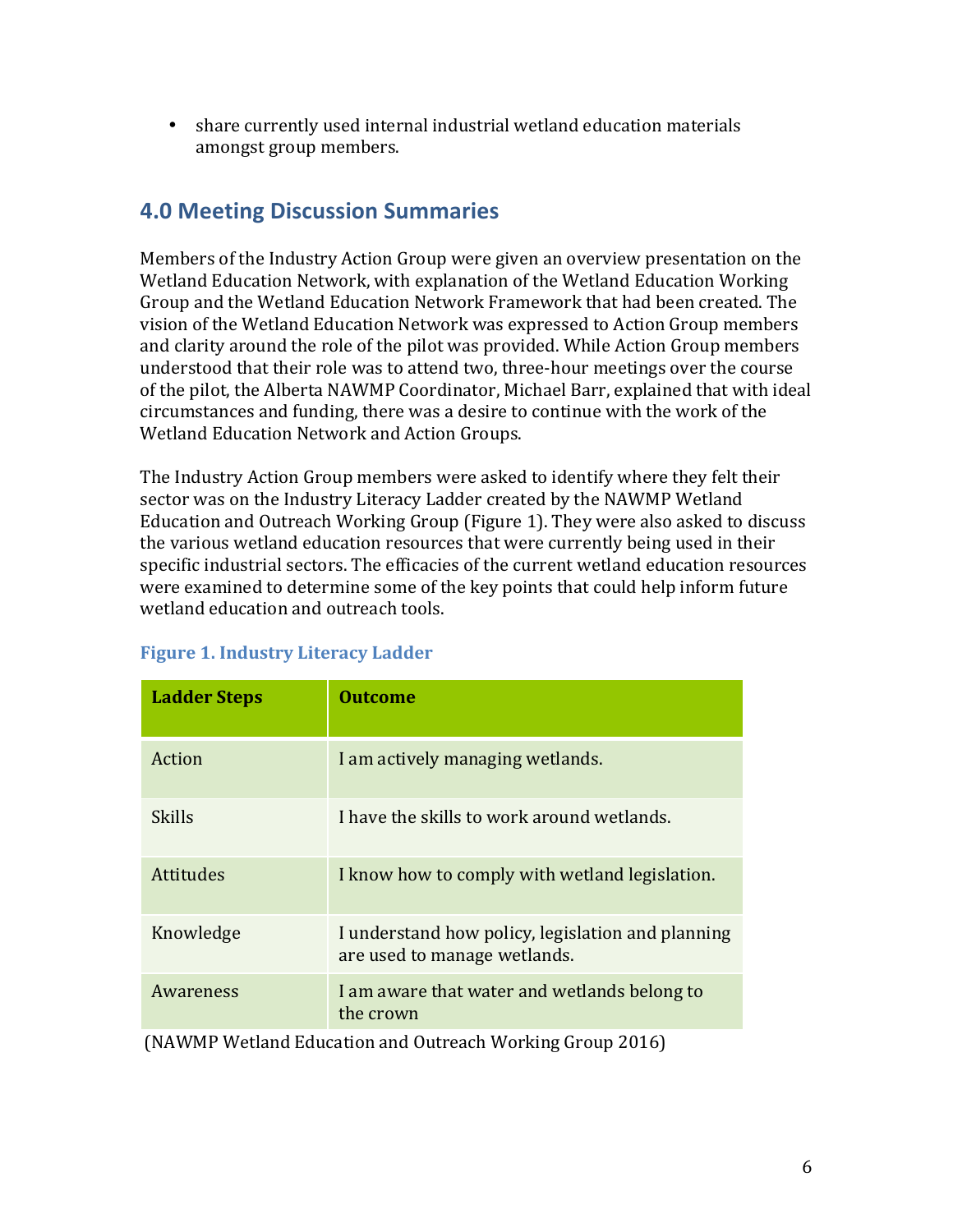- share currently used internal industrial wetland education materials amongst group members.

## 4.0 Meeting Discussion Summaries

Members of the Industry Action Group were given an overview presentation on the Wetland Education Network, with explanation of the Wetland Education Working Group and the Wetland Education Network Framework that had been created. The vision of the Wetland Education Network was expressed to Action Group members and clarity around the role of the pilot was provided. While Action Group members understood that their role was to attend two, three-hour meetings over the course of the pilot, the Alberta NAWMP Coordinator, Michael Barr, explained that with ideal circumstances and funding, there was a desire to continue with the work of the Wetland Education Network and Action Groups.

The Industry Action Group members were asked to identify where they felt their sector was on the Industry Literacy Ladder created by the NAWMP Wetland Education and Outreach Working Group (Figure 1). They were also asked to discuss the various wetland education resources that were currently being used in their specific industrial sectors. The efficacies of the current wetland education resources were examined to determine some of the key points that could help inform future wetland education and outreach tools.

**Figure 1. Industry Literacy Ladder**

| Ladder Steps | Outcome |
|---|---|
| Action | I am actively managing wetlands. |
| Skills | I have the skills to work around wetlands. |
| Attitudes | I know how to comply with wetland legislation. |
| Knowledge | I understand how policy, legislation and planning are used to manage wetlands. |
| Awareness | I am aware that water and wetlands belong to the crown |

(NAWMP Wetland Education and Outreach Working Group 2016)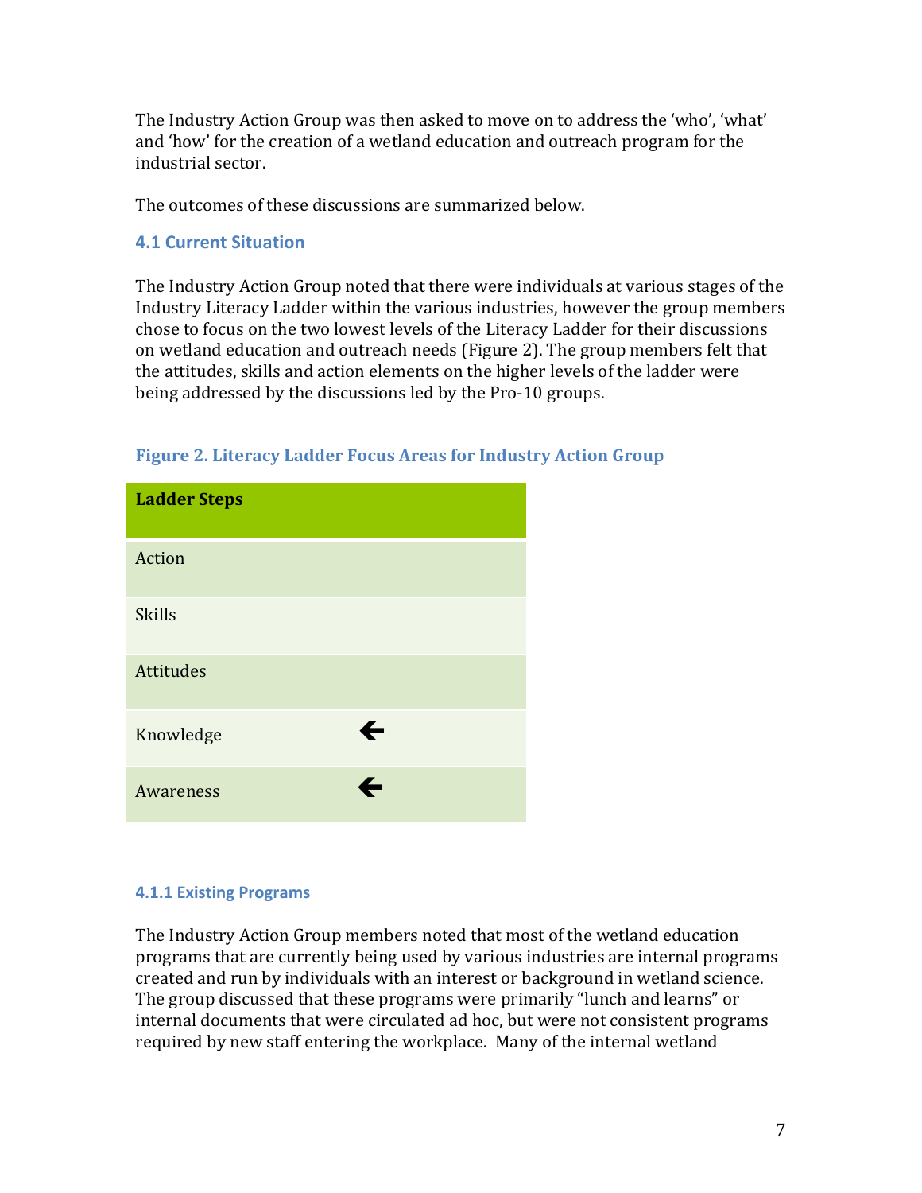The Industry Action Group was then asked to move on to address the 'who', 'what' and 'how' for the creation of a wetland education and outreach program for the industrial sector.

The outcomes of these discussions are summarized below.

### 4.1 Current Situation

The Industry Action Group noted that there were individuals at various stages of the Industry Literacy Ladder within the various industries, however the group members chose to focus on the two lowest levels of the Literacy Ladder for their discussions on wetland education and outreach needs (Figure 2). The group members felt that the attitudes, skills and action elements on the higher levels of the ladder were being addressed by the discussions led by the Pro-10 groups.

**Figure 2. Literacy Ladder Focus Areas for Industry Action Group**

| Ladder Steps | |
| --- | --- |
| Action | |
| Skills | |
| Attitudes | |
| Knowledge | ← |
| Awareness | ← |

#### 4.1.1 Existing Programs

The Industry Action Group members noted that most of the wetland education programs that are currently being used by various industries are internal programs created and run by individuals with an interest or background in wetland science. The group discussed that these programs were primarily "lunch and learns" or internal documents that were circulated ad hoc, but were not consistent programs required by new staff entering the workplace. Many of the internal wetland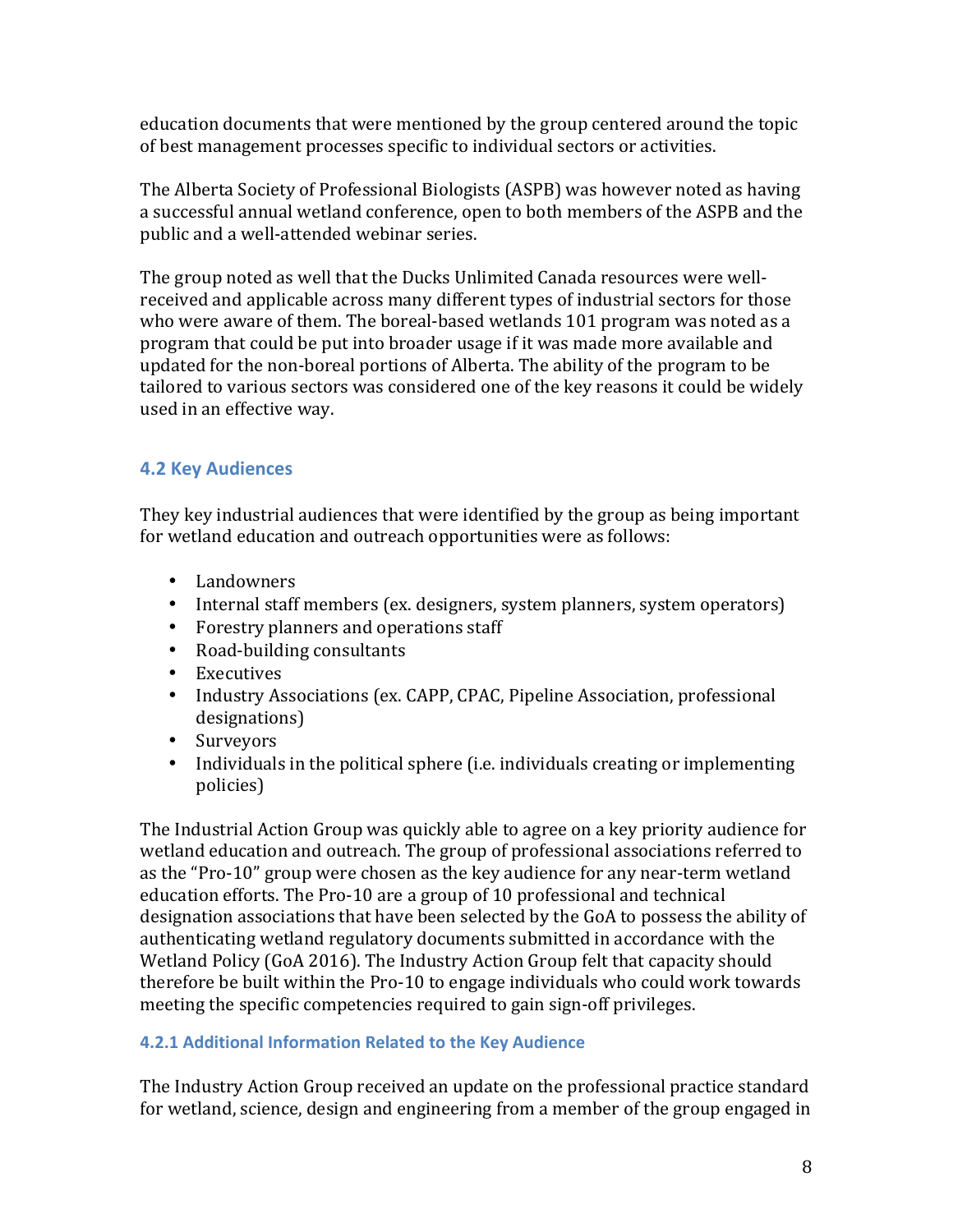education documents that were mentioned by the group centered around the topic of best management processes specific to individual sectors or activities.

The Alberta Society of Professional Biologists (ASPB) was however noted as having a successful annual wetland conference, open to both members of the ASPB and the public and a well-attended webinar series.

The group noted as well that the Ducks Unlimited Canada resources were well-received and applicable across many different types of industrial sectors for those who were aware of them. The boreal-based wetlands 101 program was noted as a program that could be put into broader usage if it was made more available and updated for the non-boreal portions of Alberta. The ability of the program to be tailored to various sectors was considered one of the key reasons it could be widely used in an effective way.

## 4.2 Key Audiences

They key industrial audiences that were identified by the group as being important for wetland education and outreach opportunities were as follows:

- Landowners
- Internal staff members (ex. designers, system planners, system operators)
- Forestry planners and operations staff
- Road-building consultants
- Executives
- Industry Associations (ex. CAPP, CPAC, Pipeline Association, professional designations)
- Surveyors
- Individuals in the political sphere (i.e. individuals creating or implementing policies)

The Industrial Action Group was quickly able to agree on a key priority audience for wetland education and outreach. The group of professional associations referred to as the "Pro-10" group were chosen as the key audience for any near-term wetland education efforts. The Pro-10 are a group of 10 professional and technical designation associations that have been selected by the GoA to possess the ability of authenticating wetland regulatory documents submitted in accordance with the Wetland Policy (GoA 2016). The Industry Action Group felt that capacity should therefore be built within the Pro-10 to engage individuals who could work towards meeting the specific competencies required to gain sign-off privileges.

### 4.2.1 Additional Information Related to the Key Audience

The Industry Action Group received an update on the professional practice standard for wetland, science, design and engineering from a member of the group engaged in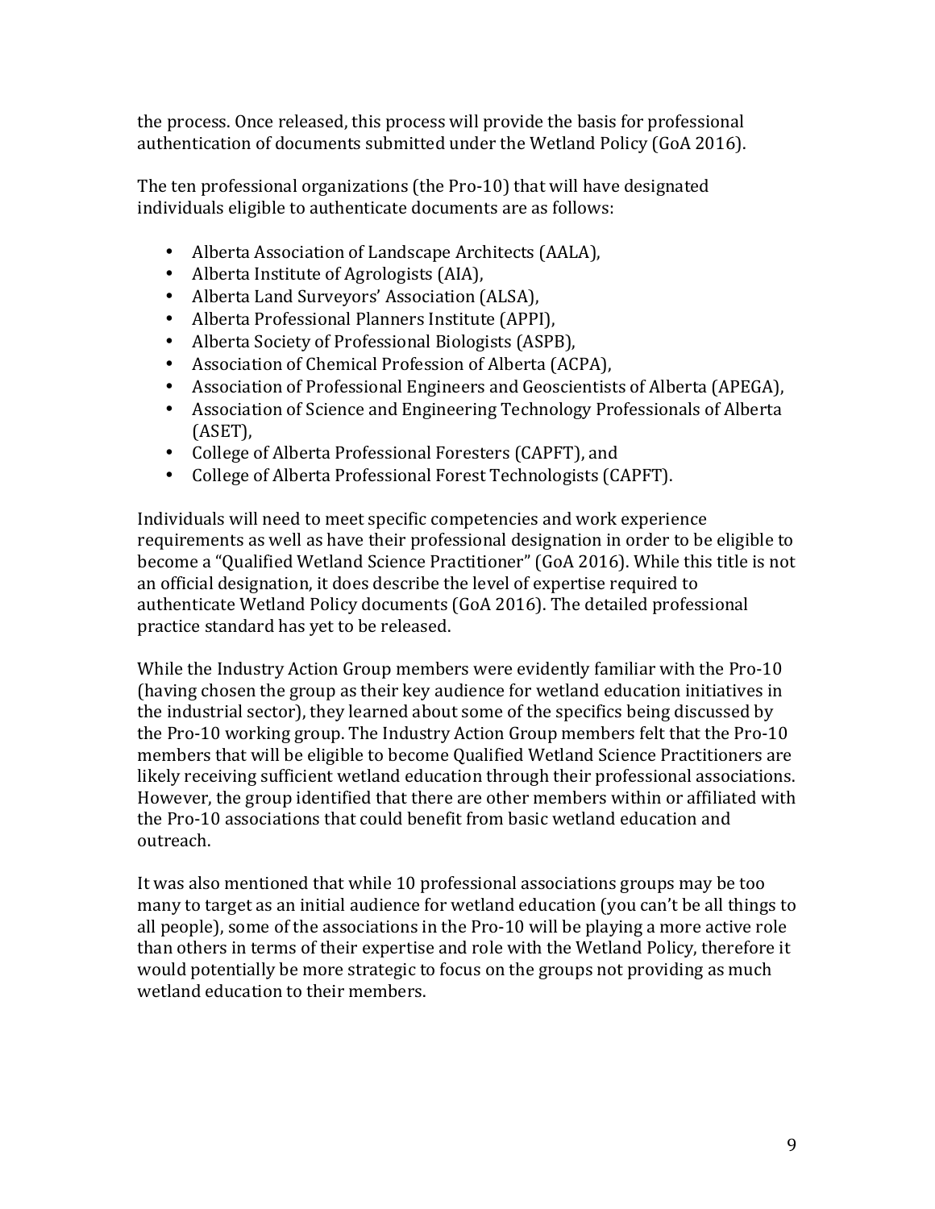the process. Once released, this process will provide the basis for professional authentication of documents submitted under the Wetland Policy (GoA 2016).

The ten professional organizations (the Pro-10) that will have designated individuals eligible to authenticate documents are as follows:

- Alberta Association of Landscape Architects (AALA),
- Alberta Institute of Agrologists (AIA),
- Alberta Land Surveyors' Association (ALSA),
- Alberta Professional Planners Institute (APPI),
- Alberta Society of Professional Biologists (ASPB),
- Association of Chemical Profession of Alberta (ACPA),
- Association of Professional Engineers and Geoscientists of Alberta (APEGA),
- Association of Science and Engineering Technology Professionals of Alberta (ASET),
- College of Alberta Professional Foresters (CAPFT), and
- College of Alberta Professional Forest Technologists (CAPFT).

Individuals will need to meet specific competencies and work experience requirements as well as have their professional designation in order to be eligible to become a "Qualified Wetland Science Practitioner" (GoA 2016). While this title is not an official designation, it does describe the level of expertise required to authenticate Wetland Policy documents (GoA 2016). The detailed professional practice standard has yet to be released.

While the Industry Action Group members were evidently familiar with the Pro-10 (having chosen the group as their key audience for wetland education initiatives in the industrial sector), they learned about some of the specifics being discussed by the Pro-10 working group. The Industry Action Group members felt that the Pro-10 members that will be eligible to become Qualified Wetland Science Practitioners are likely receiving sufficient wetland education through their professional associations. However, the group identified that there are other members within or affiliated with the Pro-10 associations that could benefit from basic wetland education and outreach.

It was also mentioned that while 10 professional associations groups may be too many to target as an initial audience for wetland education (you can't be all things to all people), some of the associations in the Pro-10 will be playing a more active role than others in terms of their expertise and role with the Wetland Policy, therefore it would potentially be more strategic to focus on the groups not providing as much wetland education to their members.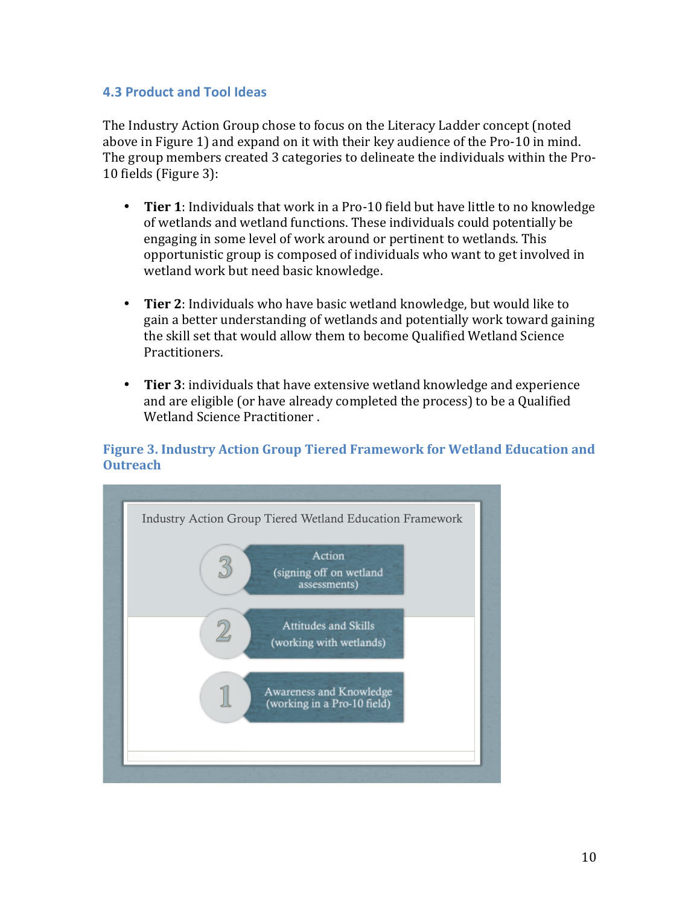### 4.3 Product and Tool Ideas

The Industry Action Group chose to focus on the Literacy Ladder concept (noted above in Figure 1) and expand on it with their key audience of the Pro-10 in mind. The group members created 3 categories to delineate the individuals within the Pro-10 fields (Figure 3):

- **Tier 1**: Individuals that work in a Pro-10 field but have little to no knowledge of wetlands and wetland functions. These individuals could potentially be engaging in some level of work around or pertinent to wetlands. This opportunistic group is composed of individuals who want to get involved in wetland work but need basic knowledge.
- **Tier 2**: Individuals who have basic wetland knowledge, but would like to gain a better understanding of wetlands and potentially work toward gaining the skill set that would allow them to become Qualified Wetland Science Practitioners.
- **Tier 3**: individuals that have extensive wetland knowledge and experience and are eligible (or have already completed the process) to be a Qualified Wetland Science Practitioner .

**Figure 3. Industry Action Group Tiered Framework for Wetland Education and Outreach**

Industry Action Group Tiered Wetland Education Framework

3 — Action (signing off on wetland assessments)

2 — Attitudes and Skills (working with wetlands)

1 — Awareness and Knowledge (working in a Pro-10 field)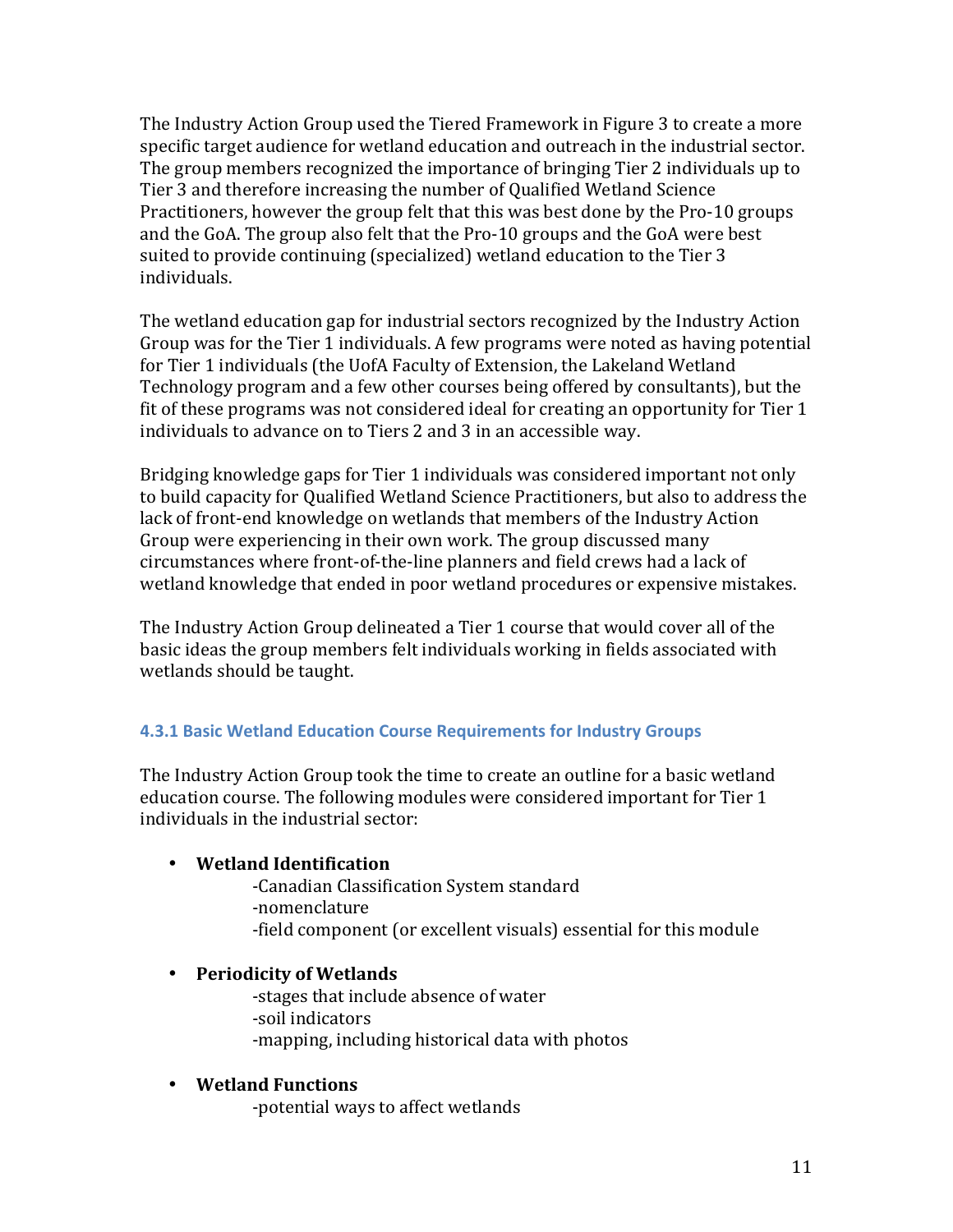The Industry Action Group used the Tiered Framework in Figure 3 to create a more specific target audience for wetland education and outreach in the industrial sector. The group members recognized the importance of bringing Tier 2 individuals up to Tier 3 and therefore increasing the number of Qualified Wetland Science Practitioners, however the group felt that this was best done by the Pro-10 groups and the GoA. The group also felt that the Pro-10 groups and the GoA were best suited to provide continuing (specialized) wetland education to the Tier 3 individuals.

The wetland education gap for industrial sectors recognized by the Industry Action Group was for the Tier 1 individuals. A few programs were noted as having potential for Tier 1 individuals (the UofA Faculty of Extension, the Lakeland Wetland Technology program and a few other courses being offered by consultants), but the fit of these programs was not considered ideal for creating an opportunity for Tier 1 individuals to advance on to Tiers 2 and 3 in an accessible way.

Bridging knowledge gaps for Tier 1 individuals was considered important not only to build capacity for Qualified Wetland Science Practitioners, but also to address the lack of front-end knowledge on wetlands that members of the Industry Action Group were experiencing in their own work. The group discussed many circumstances where front-of-the-line planners and field crews had a lack of wetland knowledge that ended in poor wetland procedures or expensive mistakes.

The Industry Action Group delineated a Tier 1 course that would cover all of the basic ideas the group members felt individuals working in fields associated with wetlands should be taught.

### 4.3.1 Basic Wetland Education Course Requirements for Industry Groups

The Industry Action Group took the time to create an outline for a basic wetland education course. The following modules were considered important for Tier 1 individuals in the industrial sector:

- **Wetland Identification**
  - -Canadian Classification System standard
  - -nomenclature
  - -field component (or excellent visuals) essential for this module
- **Periodicity of Wetlands**
  - -stages that include absence of water
  - -soil indicators
  - -mapping, including historical data with photos
- **Wetland Functions**
  - -potential ways to affect wetlands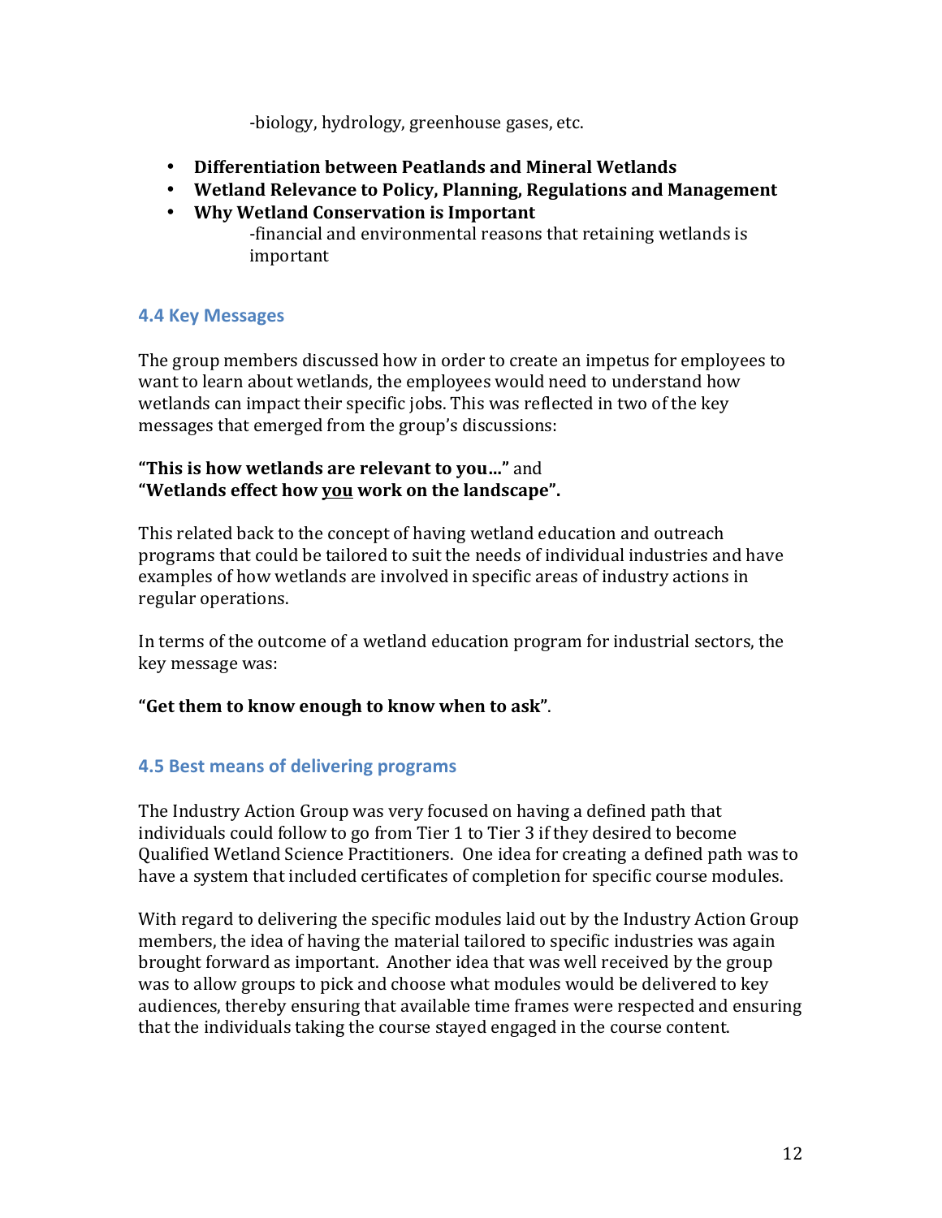-biology, hydrology, greenhouse gases, etc.

- **Differentiation between Peatlands and Mineral Wetlands**
- **Wetland Relevance to Policy, Planning, Regulations and Management**
- **Why Wetland Conservation is Important**
  -financial and environmental reasons that retaining wetlands is important

### 4.4 Key Messages

The group members discussed how in order to create an impetus for employees to want to learn about wetlands, the employees would need to understand how wetlands can impact their specific jobs. This was reflected in two of the key messages that emerged from the group's discussions:

**"This is how wetlands are relevant to you…"** and
**"Wetlands effect how <u>you</u> work on the landscape".**

This related back to the concept of having wetland education and outreach programs that could be tailored to suit the needs of individual industries and have examples of how wetlands are involved in specific areas of industry actions in regular operations.

In terms of the outcome of a wetland education program for industrial sectors, the key message was:

**"Get them to know enough to know when to ask"**.

### 4.5 Best means of delivering programs

The Industry Action Group was very focused on having a defined path that individuals could follow to go from Tier 1 to Tier 3 if they desired to become Qualified Wetland Science Practitioners. One idea for creating a defined path was to have a system that included certificates of completion for specific course modules.

With regard to delivering the specific modules laid out by the Industry Action Group members, the idea of having the material tailored to specific industries was again brought forward as important. Another idea that was well received by the group was to allow groups to pick and choose what modules would be delivered to key audiences, thereby ensuring that available time frames were respected and ensuring that the individuals taking the course stayed engaged in the course content.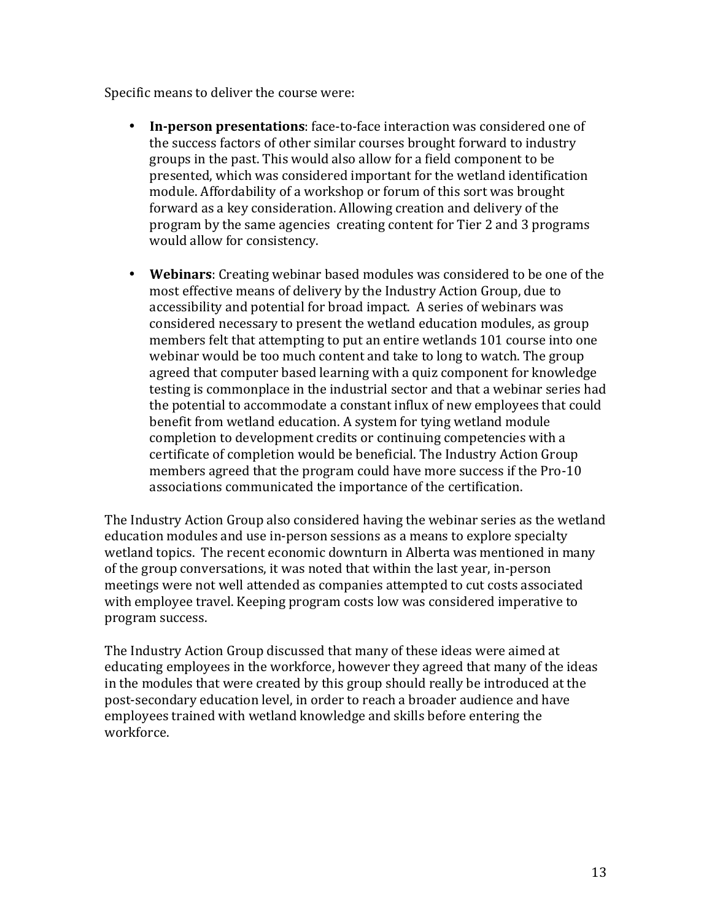Specific means to deliver the course were:

- **In-person presentations**: face-to-face interaction was considered one of the success factors of other similar courses brought forward to industry groups in the past. This would also allow for a field component to be presented, which was considered important for the wetland identification module. Affordability of a workshop or forum of this sort was brought forward as a key consideration. Allowing creation and delivery of the program by the same agencies creating content for Tier 2 and 3 programs would allow for consistency.

- **Webinars**: Creating webinar based modules was considered to be one of the most effective means of delivery by the Industry Action Group, due to accessibility and potential for broad impact. A series of webinars was considered necessary to present the wetland education modules, as group members felt that attempting to put an entire wetlands 101 course into one webinar would be too much content and take to long to watch. The group agreed that computer based learning with a quiz component for knowledge testing is commonplace in the industrial sector and that a webinar series had the potential to accommodate a constant influx of new employees that could benefit from wetland education. A system for tying wetland module completion to development credits or continuing competencies with a certificate of completion would be beneficial. The Industry Action Group members agreed that the program could have more success if the Pro-10 associations communicated the importance of the certification.

The Industry Action Group also considered having the webinar series as the wetland education modules and use in-person sessions as a means to explore specialty wetland topics. The recent economic downturn in Alberta was mentioned in many of the group conversations, it was noted that within the last year, in-person meetings were not well attended as companies attempted to cut costs associated with employee travel. Keeping program costs low was considered imperative to program success.

The Industry Action Group discussed that many of these ideas were aimed at educating employees in the workforce, however they agreed that many of the ideas in the modules that were created by this group should really be introduced at the post-secondary education level, in order to reach a broader audience and have employees trained with wetland knowledge and skills before entering the workforce.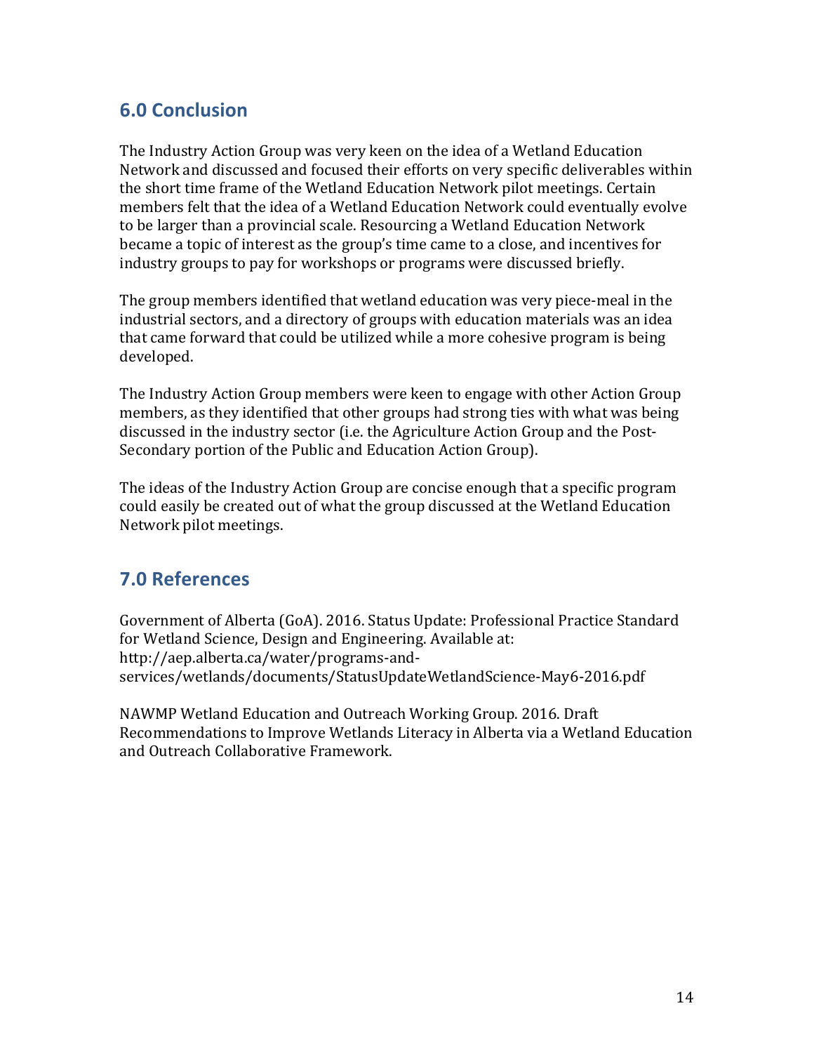## 6.0 Conclusion

The Industry Action Group was very keen on the idea of a Wetland Education Network and discussed and focused their efforts on very specific deliverables within the short time frame of the Wetland Education Network pilot meetings. Certain members felt that the idea of a Wetland Education Network could eventually evolve to be larger than a provincial scale. Resourcing a Wetland Education Network became a topic of interest as the group's time came to a close, and incentives for industry groups to pay for workshops or programs were discussed briefly.

The group members identified that wetland education was very piece-meal in the industrial sectors, and a directory of groups with education materials was an idea that came forward that could be utilized while a more cohesive program is being developed.

The Industry Action Group members were keen to engage with other Action Group members, as they identified that other groups had strong ties with what was being discussed in the industry sector (i.e. the Agriculture Action Group and the Post-Secondary portion of the Public and Education Action Group).

The ideas of the Industry Action Group are concise enough that a specific program could easily be created out of what the group discussed at the Wetland Education Network pilot meetings.

## 7.0 References

Government of Alberta (GoA). 2016. Status Update: Professional Practice Standard for Wetland Science, Design and Engineering. Available at: http://aep.alberta.ca/water/programs-and-services/wetlands/documents/StatusUpdateWetlandScience-May6-2016.pdf

NAWMP Wetland Education and Outreach Working Group. 2016. Draft Recommendations to Improve Wetlands Literacy in Alberta via a Wetland Education and Outreach Collaborative Framework.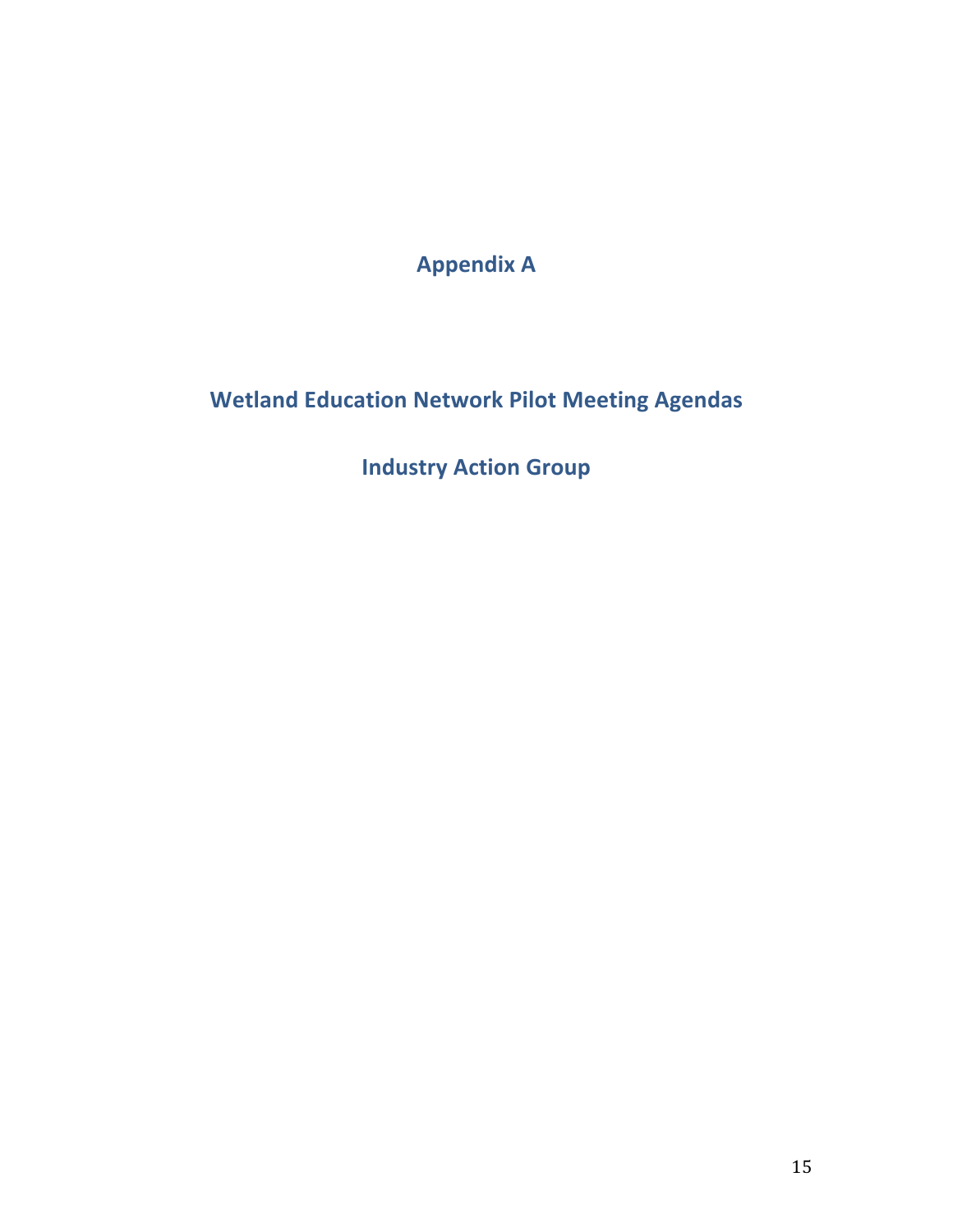# Appendix A

## Wetland Education Network Pilot Meeting Agendas

## Industry Action Group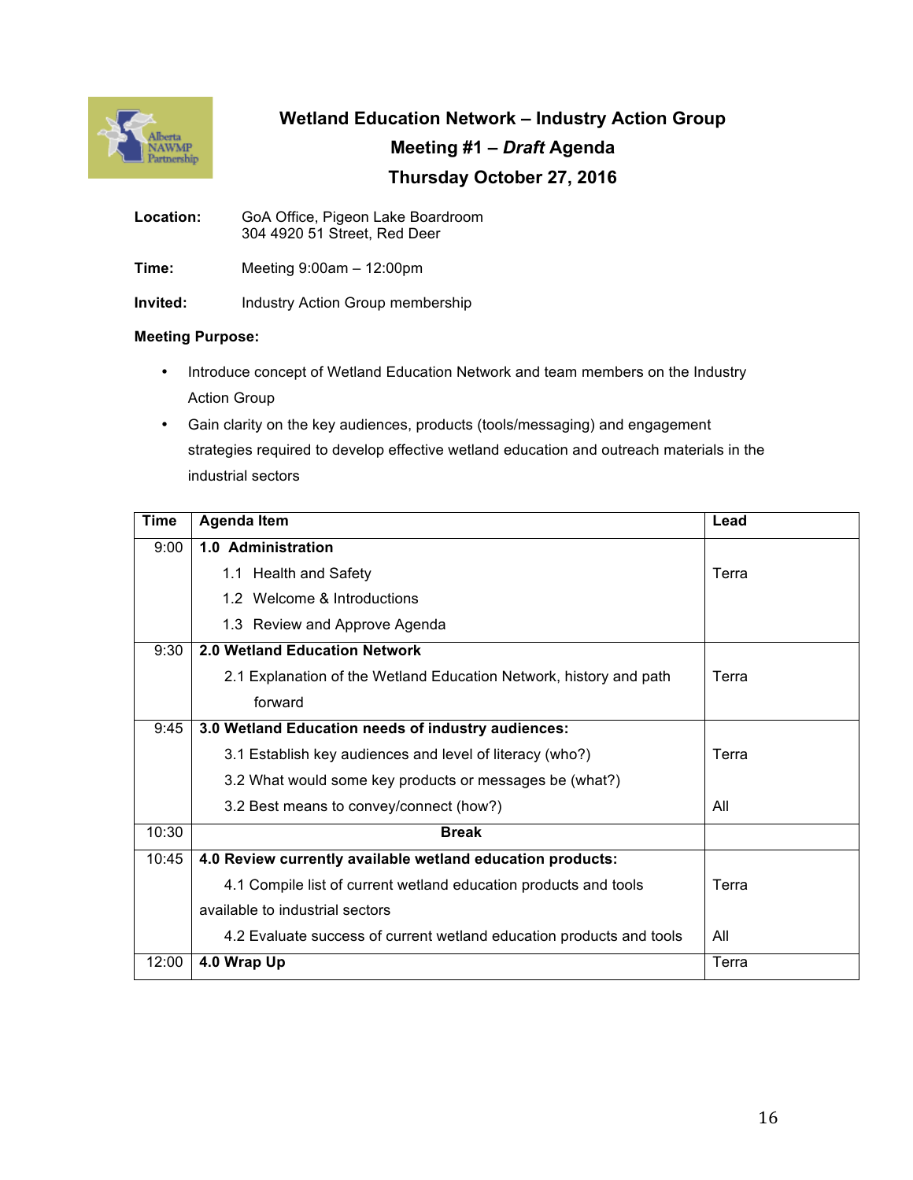# Wetland Education Network – Industry Action Group

## Meeting #1 – *Draft* Agenda

## Thursday October 27, 2016

**Location:** GoA Office, Pigeon Lake Boardroom
304 4920 51 Street, Red Deer

**Time:** Meeting 9:00am – 12:00pm

**Invited:** Industry Action Group membership

**Meeting Purpose:**

- Introduce concept of Wetland Education Network and team members on the Industry Action Group
- Gain clarity on the key audiences, products (tools/messaging) and engagement strategies required to develop effective wetland education and outreach materials in the industrial sectors

| Time | Agenda Item | Lead |
|---|---|---|
| 9:00 | **1.0 Administration** | |
| | 1.1 Health and Safety | Terra |
| | 1.2 Welcome & Introductions | |
| | 1.3 Review and Approve Agenda | |
| 9:30 | **2.0 Wetland Education Network** | |
| | 2.1 Explanation of the Wetland Education Network, history and path forward | Terra |
| 9:45 | **3.0 Wetland Education needs of industry audiences:** | |
| | 3.1 Establish key audiences and level of literacy (who?) | Terra |
| | 3.2 What would some key products or messages be (what?) | |
| | 3.2 Best means to convey/connect (how?) | All |
| 10:30 | **Break** | |
| 10:45 | **4.0 Review currently available wetland education products:** | |
| | 4.1 Compile list of current wetland education products and tools available to industrial sectors | Terra |
| | 4.2 Evaluate success of current wetland education products and tools | All |
| 12:00 | **4.0 Wrap Up** | Terra |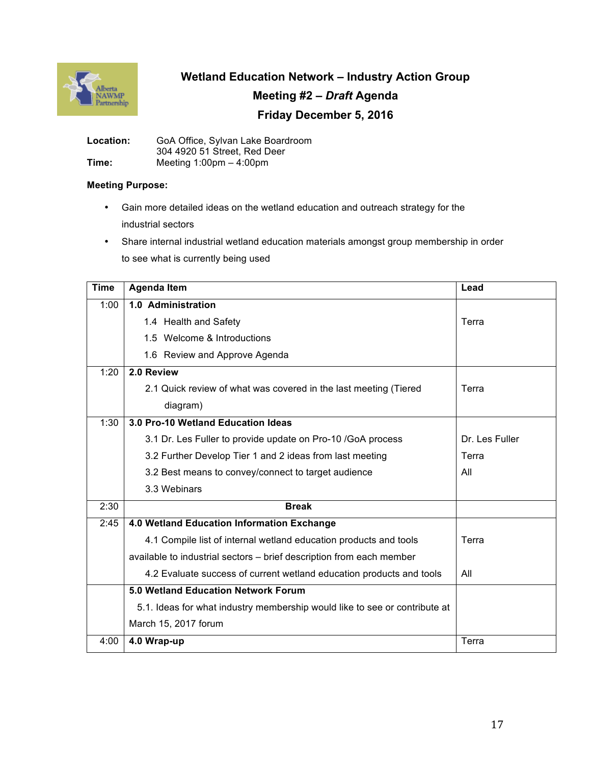## Wetland Education Network – Industry Action Group
## Meeting #2 – *Draft* Agenda
## Friday December 5, 2016

**Location:** GoA Office, Sylvan Lake Boardroom
304 4920 51 Street, Red Deer

**Time:** Meeting 1:00pm – 4:00pm

**Meeting Purpose:**

- Gain more detailed ideas on the wetland education and outreach strategy for the industrial sectors
- Share internal industrial wetland education materials amongst group membership in order to see what is currently being used

| Time | Agenda Item | Lead |
|---|---|---|
| 1:00 | **1.0 Administration**<br>1.4 Health and Safety<br>1.5 Welcome & Introductions<br>1.6 Review and Approve Agenda | Terra |
| 1:20 | **2.0 Review**<br>2.1 Quick review of what was covered in the last meeting (Tiered diagram) | Terra |
| 1:30 | **3.0 Pro-10 Wetland Education Ideas**<br>3.1 Dr. Les Fuller to provide update on Pro-10 /GoA process<br>3.2 Further Develop Tier 1 and 2 ideas from last meeting<br>3.2 Best means to convey/connect to target audience<br>3.3 Webinars | Dr. Les Fuller<br>Terra<br>All |
| 2:30 | **Break** | |
| 2:45 | **4.0 Wetland Education Information Exchange**<br>4.1 Compile list of internal wetland education products and tools available to industrial sectors – brief description from each member<br>4.2 Evaluate success of current wetland education products and tools | Terra<br><br>All |
| | **5.0 Wetland Education Network Forum**<br>5.1. Ideas for what industry membership would like to see or contribute at March 15, 2017 forum | |
| 4:00 | **4.0 Wrap-up** | Terra |